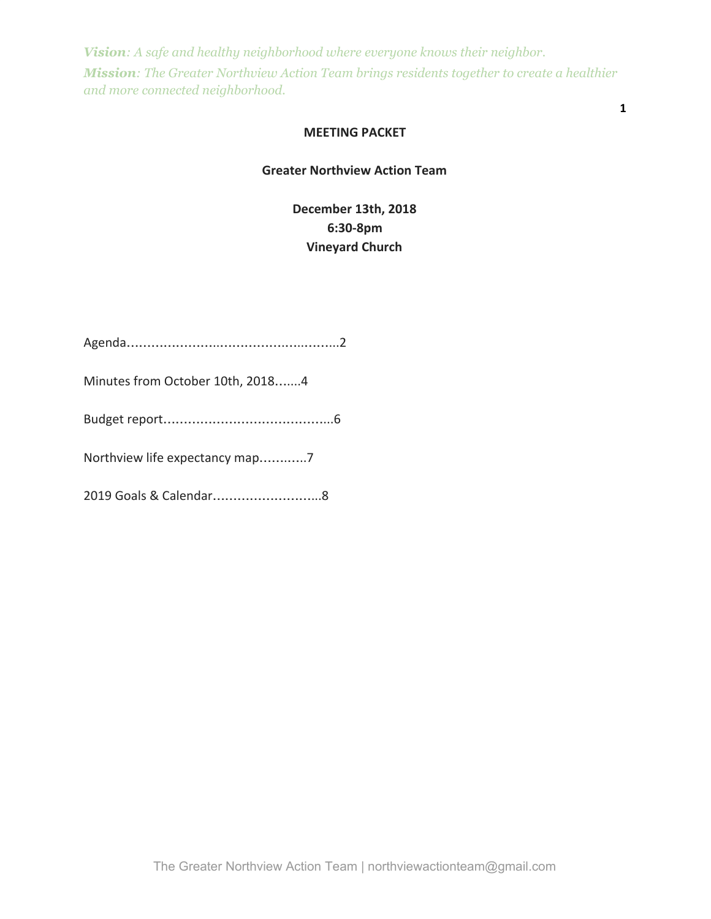***Vision**: A safe and healthy neighborhood where everyone knows their neighbor.*

***Mission**: The Greater Northview Action Team brings residents together to create a healthier and more connected neighborhood.*

# MEETING PACKET

## Greater Northview Action Team

**December 13th, 2018**
**6:30-8pm**
**Vineyard Church**

Agenda……………………………………………2

Minutes from October 10th, 2018…….4

Budget report……………………………………6

Northview life expectancy map…………7

2019 Goals & Calendar………………………8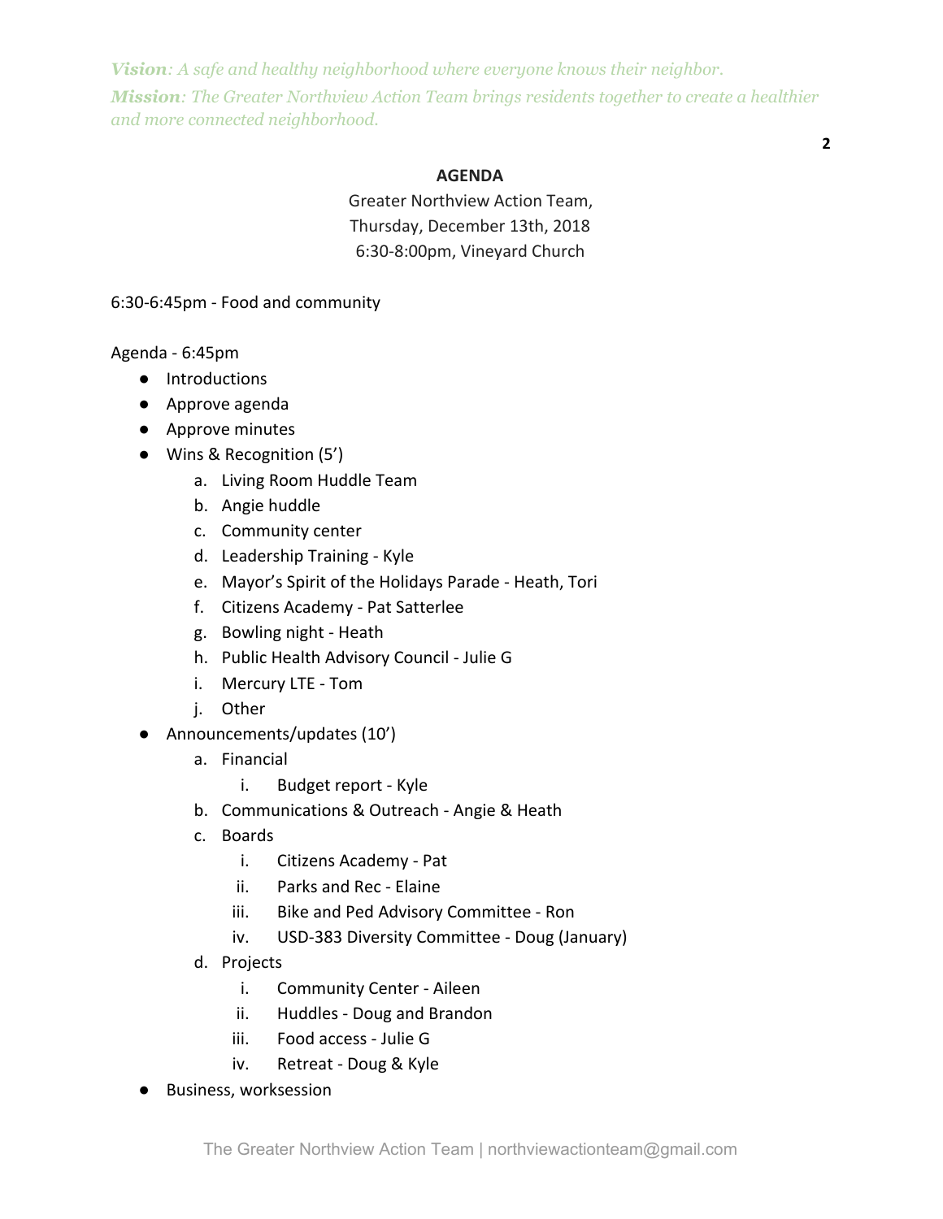***Vision****: A safe and healthy neighborhood where everyone knows their neighbor.*

***Mission****: The Greater Northview Action Team brings residents together to create a healthier and more connected neighborhood.*

**AGENDA**

Greater Northview Action Team,
Thursday, December 13th, 2018
6:30-8:00pm, Vineyard Church

6:30-6:45pm - Food and community

Agenda - 6:45pm

- Introductions
- Approve agenda
- Approve minutes
- Wins & Recognition (5')
    a. Living Room Huddle Team
    b. Angie huddle
    c. Community center
    d. Leadership Training - Kyle
    e. Mayor's Spirit of the Holidays Parade - Heath, Tori
    f. Citizens Academy - Pat Satterlee
    g. Bowling night - Heath
    h. Public Health Advisory Council - Julie G
    i. Mercury LTE - Tom
    j. Other
- Announcements/updates (10')
    a. Financial
        i. Budget report - Kyle
    b. Communications & Outreach - Angie & Heath
    c. Boards
        i. Citizens Academy - Pat
        ii. Parks and Rec - Elaine
        iii. Bike and Ped Advisory Committee - Ron
        iv. USD-383 Diversity Committee - Doug (January)
    d. Projects
        i. Community Center - Aileen
        ii. Huddles - Doug and Brandon
        iii. Food access - Julie G
        iv. Retreat - Doug & Kyle
- Business, worksession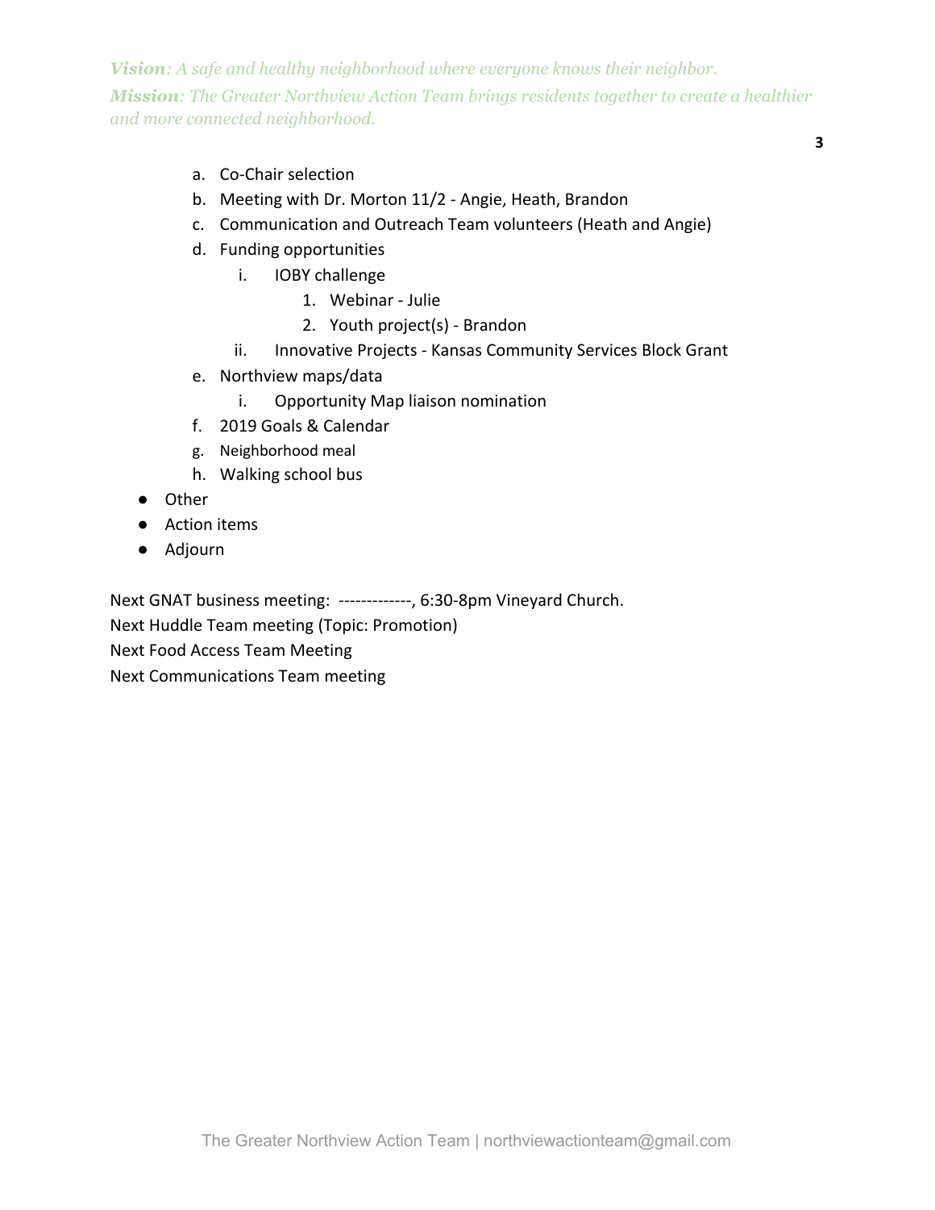*Vision*: A safe and healthy neighborhood where everyone knows their neighbor.

*Mission*: The Greater Northview Action Team brings residents together to create a healthier and more connected neighborhood.

   a. Co-Chair selection
   b. Meeting with Dr. Morton 11/2 - Angie, Heath, Brandon
   c. Communication and Outreach Team volunteers (Heath and Angie)
   d. Funding opportunities
      i. IOBY challenge
         1. Webinar - Julie
         2. Youth project(s) - Brandon
      ii. Innovative Projects - Kansas Community Services Block Grant
   e. Northview maps/data
      i. Opportunity Map liaison nomination
   f. 2019 Goals & Calendar
   g. Neighborhood meal
   h. Walking school bus

- Other
- Action items
- Adjourn

Next GNAT business meeting: -------------, 6:30-8pm Vineyard Church.

Next Huddle Team meeting (Topic: Promotion)

Next Food Access Team Meeting

Next Communications Team meeting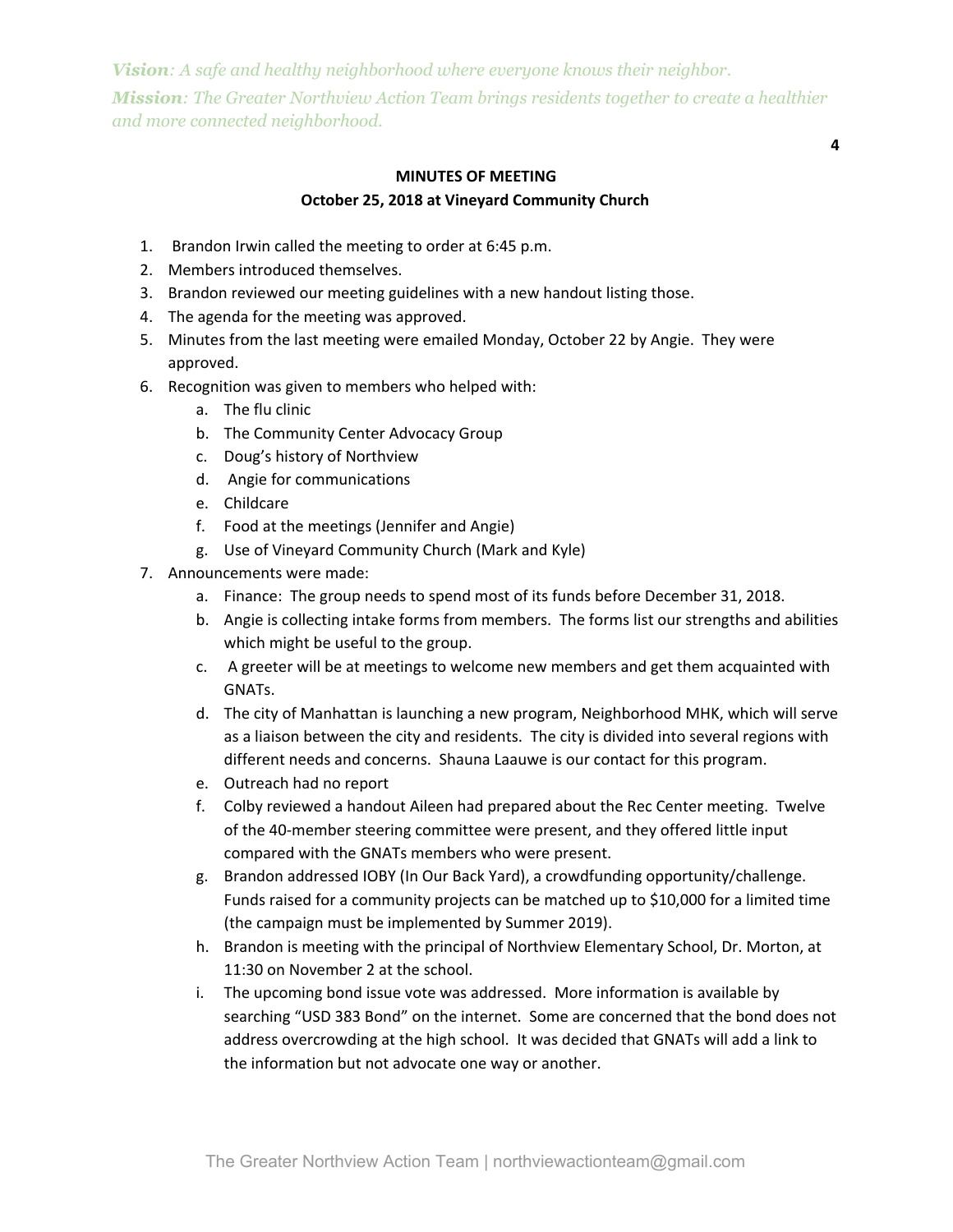*Vision*: *A safe and healthy neighborhood where everyone knows their neighbor.*

*Mission*: *The Greater Northview Action Team brings residents together to create a healthier and more connected neighborhood.*

**MINUTES OF MEETING**

**October 25, 2018 at Vineyard Community Church**

1. Brandon Irwin called the meeting to order at 6:45 p.m.
2. Members introduced themselves.
3. Brandon reviewed our meeting guidelines with a new handout listing those.
4. The agenda for the meeting was approved.
5. Minutes from the last meeting were emailed Monday, October 22 by Angie. They were approved.
6. Recognition was given to members who helped with:
   a. The flu clinic
   b. The Community Center Advocacy Group
   c. Doug's history of Northview
   d. Angie for communications
   e. Childcare
   f. Food at the meetings (Jennifer and Angie)
   g. Use of Vineyard Community Church (Mark and Kyle)
7. Announcements were made:
   a. Finance: The group needs to spend most of its funds before December 31, 2018.
   b. Angie is collecting intake forms from members. The forms list our strengths and abilities which might be useful to the group.
   c. A greeter will be at meetings to welcome new members and get them acquainted with GNATs.
   d. The city of Manhattan is launching a new program, Neighborhood MHK, which will serve as a liaison between the city and residents. The city is divided into several regions with different needs and concerns. Shauna Laauwe is our contact for this program.
   e. Outreach had no report
   f. Colby reviewed a handout Aileen had prepared about the Rec Center meeting. Twelve of the 40-member steering committee were present, and they offered little input compared with the GNATs members who were present.
   g. Brandon addressed IOBY (In Our Back Yard), a crowdfunding opportunity/challenge. Funds raised for a community projects can be matched up to $10,000 for a limited time (the campaign must be implemented by Summer 2019).
   h. Brandon is meeting with the principal of Northview Elementary School, Dr. Morton, at 11:30 on November 2 at the school.
   i. The upcoming bond issue vote was addressed. More information is available by searching "USD 383 Bond" on the internet. Some are concerned that the bond does not address overcrowding at the high school. It was decided that GNATs will add a link to the information but not advocate one way or another.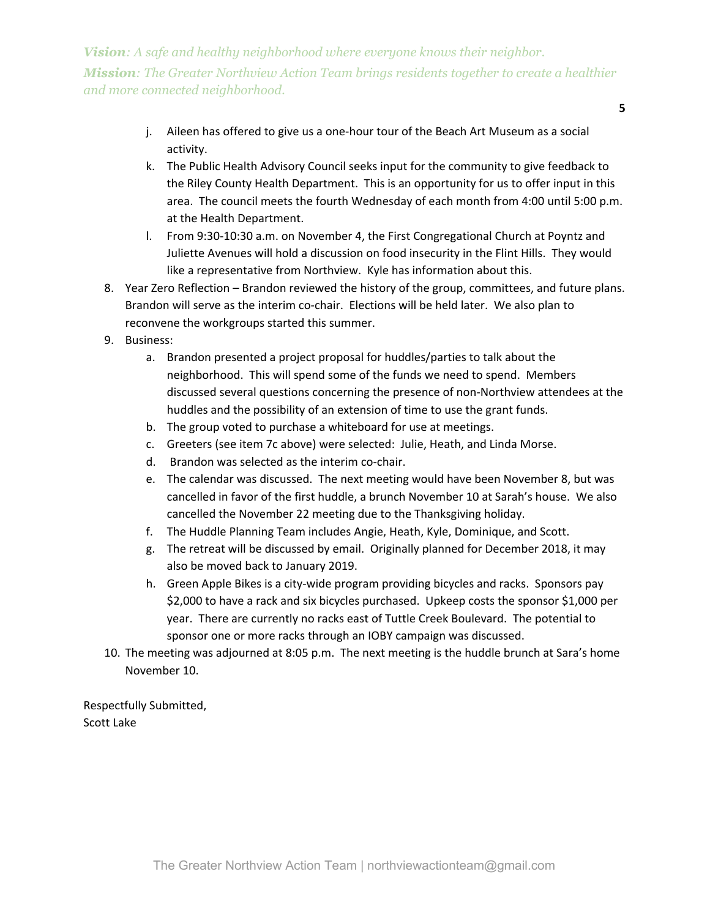j. Aileen has offered to give us a one-hour tour of the Beach Art Museum as a social activity.
   k. The Public Health Advisory Council seeks input for the community to give feedback to the Riley County Health Department. This is an opportunity for us to offer input in this area. The council meets the fourth Wednesday of each month from 4:00 until 5:00 p.m. at the Health Department.
   l. From 9:30-10:30 a.m. on November 4, the First Congregational Church at Poyntz and Juliette Avenues will hold a discussion on food insecurity in the Flint Hills. They would like a representative from Northview. Kyle has information about this.

8. Year Zero Reflection – Brandon reviewed the history of the group, committees, and future plans. Brandon will serve as the interim co-chair. Elections will be held later. We also plan to reconvene the workgroups started this summer.
9. Business:
   a. Brandon presented a project proposal for huddles/parties to talk about the neighborhood. This will spend some of the funds we need to spend. Members discussed several questions concerning the presence of non-Northview attendees at the huddles and the possibility of an extension of time to use the grant funds.
   b. The group voted to purchase a whiteboard for use at meetings.
   c. Greeters (see item 7c above) were selected: Julie, Heath, and Linda Morse.
   d. Brandon was selected as the interim co-chair.
   e. The calendar was discussed. The next meeting would have been November 8, but was cancelled in favor of the first huddle, a brunch November 10 at Sarah's house. We also cancelled the November 22 meeting due to the Thanksgiving holiday.
   f. The Huddle Planning Team includes Angie, Heath, Kyle, Dominique, and Scott.
   g. The retreat will be discussed by email. Originally planned for December 2018, it may also be moved back to January 2019.
   h. Green Apple Bikes is a city-wide program providing bicycles and racks. Sponsors pay $2,000 to have a rack and six bicycles purchased. Upkeep costs the sponsor $1,000 per year. There are currently no racks east of Tuttle Creek Boulevard. The potential to sponsor one or more racks through an IOBY campaign was discussed.
10. The meeting was adjourned at 8:05 p.m. The next meeting is the huddle brunch at Sara's home November 10.

Respectfully Submitted,
Scott Lake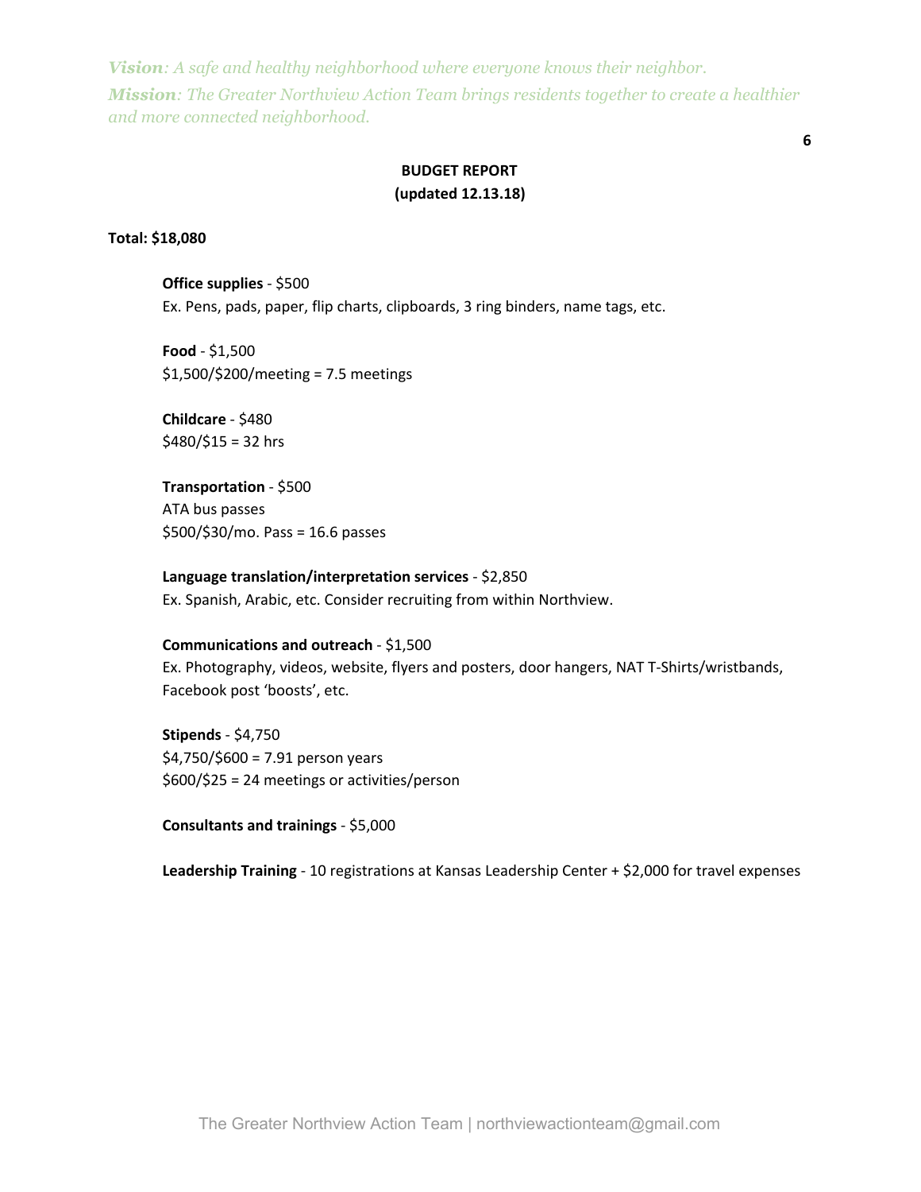## BUDGET REPORT
## (updated 12.13.18)

**Total: $18,080**

**Office supplies** - $500
Ex. Pens, pads, paper, flip charts, clipboards, 3 ring binders, name tags, etc.

**Food** - $1,500
$1,500/$200/meeting = 7.5 meetings

**Childcare** - $480
$480/$15 = 32 hrs

**Transportation** - $500
ATA bus passes
$500/$30/mo. Pass = 16.6 passes

**Language translation/interpretation services** - $2,850
Ex. Spanish, Arabic, etc. Consider recruiting from within Northview.

**Communications and outreach** - $1,500
Ex. Photography, videos, website, flyers and posters, door hangers, NAT T-Shirts/wristbands, Facebook post 'boosts', etc.

**Stipends** - $4,750
$4,750/$600 = 7.91 person years
$600/$25 = 24 meetings or activities/person

**Consultants and trainings** - $5,000

**Leadership Training** - 10 registrations at Kansas Leadership Center + $2,000 for travel expenses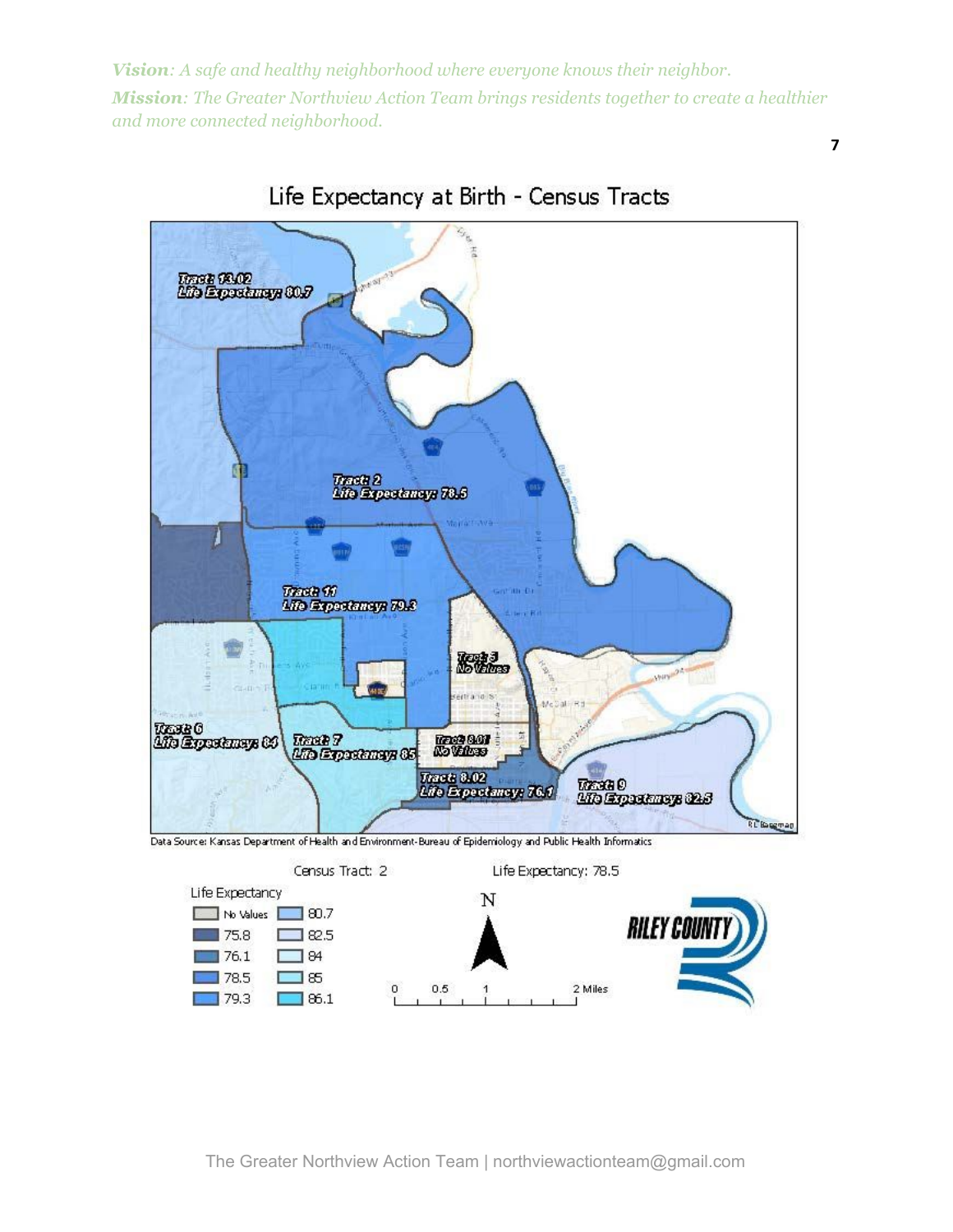***Vision****: A safe and healthy neighborhood where everyone knows their neighbor.*

***Mission****: The Greater Northview Action Team brings residents together to create a healthier and more connected neighborhood.*

## Life Expectancy at Birth - Census Tracts

Tract: 13.02
Life Expectancy: 80.7

Tract: 2
Life Expectancy: 78.5

Tract: 11
Life Expectancy: 79.3

Tract: 5
No Values

Tract: 6
Life Expectancy: 84

Tract: 7
Life Expectancy: 85

Tract: 8.01
No Values

Tract: 8.02
Life Expectancy: 76.1

Tract: 9
Life Expectancy: 82.5

Data Source: Kansas Department of Health and Environment-Bureau of Epidemiology and Public Health Informatics

Census Tract: 2 Life Expectancy: 78.5

| Life Expectancy | |
|---|---|
| No Values | 80.7 |
| 75.8 | 82.5 |
| 76.1 | 84 |
| 78.5 | 85 |
| 79.3 | 86.1 |

N

0 0.5 1 2 Miles

RILEY COUNTY

The Greater Northview Action Team | northviewactionteam@gmail.com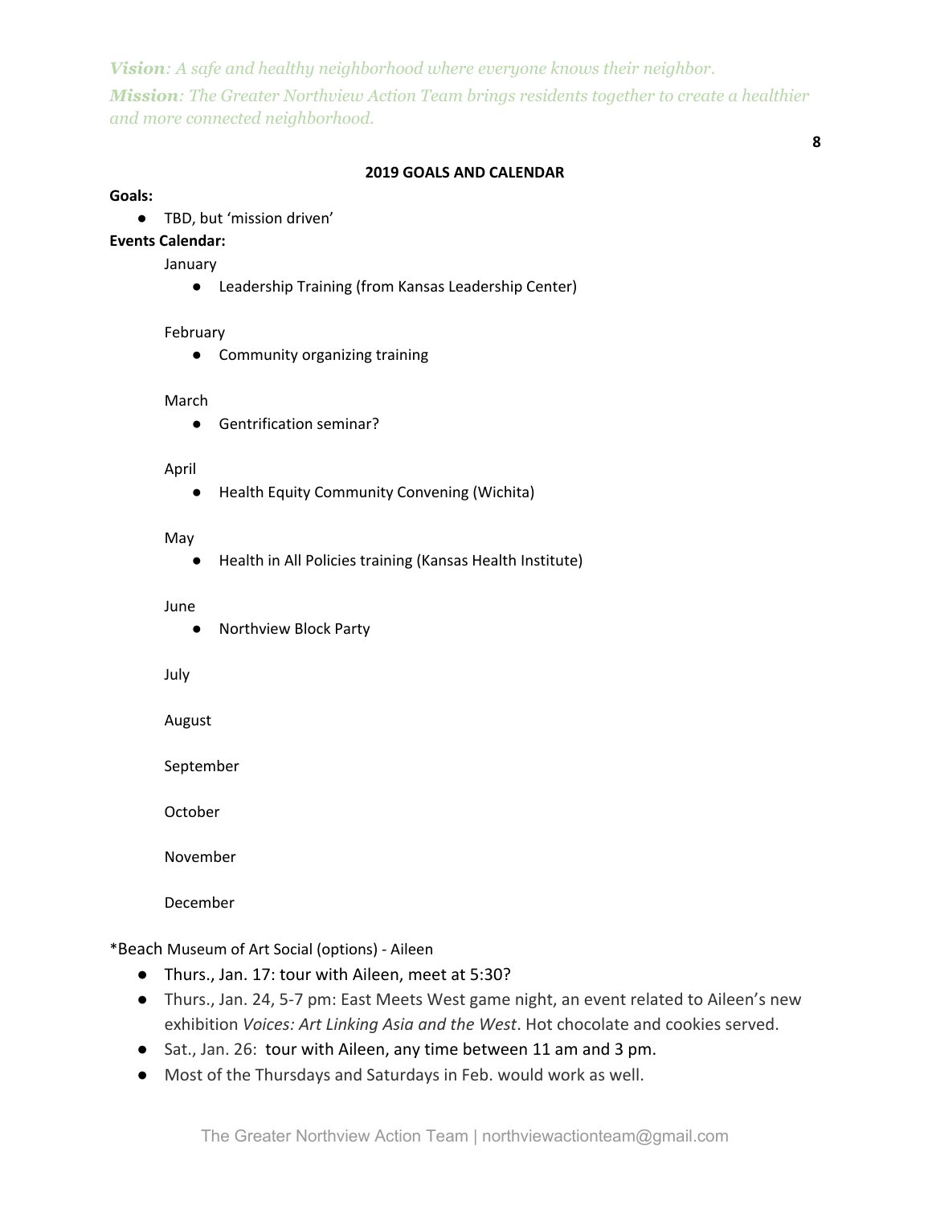***Vision**: A safe and healthy neighborhood where everyone knows their neighbor.*

***Mission**: The Greater Northview Action Team brings residents together to create a healthier and more connected neighborhood.*

## 2019 GOALS AND CALENDAR

**Goals:**

- TBD, but 'mission driven'

**Events Calendar:**

January

- Leadership Training (from Kansas Leadership Center)

February

- Community organizing training

March

- Gentrification seminar?

April

- Health Equity Community Convening (Wichita)

May

- Health in All Policies training (Kansas Health Institute)

June

- Northview Block Party

July

August

September

October

November

December

*Beach Museum of Art Social (options) - Aileen

- Thurs., Jan. 17: tour with Aileen, meet at 5:30?
- Thurs., Jan. 24, 5-7 pm: East Meets West game night, an event related to Aileen's new exhibition *Voices: Art Linking Asia and the West*. Hot chocolate and cookies served.
- Sat., Jan. 26: tour with Aileen, any time between 11 am and 3 pm.
- Most of the Thursdays and Saturdays in Feb. would work as well.